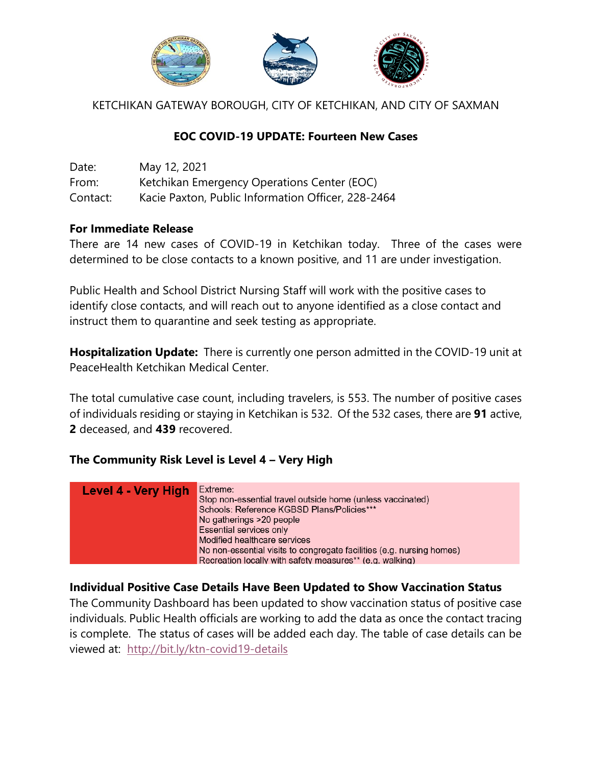KETCHIKAN GATEWAY BOROUGH, CITY OF KETCHIKAN, AND CITY OF SAXMAN

# EOC COVID-19 UPDATE: Fourteen New Cases

| | |
|---|---|
| Date: | May 12, 2021 |
| From: | Ketchikan Emergency Operations Center (EOC) |
| Contact: | Kacie Paxton, Public Information Officer, 228-2464 |

**For Immediate Release**

There are 14 new cases of COVID-19 in Ketchikan today. Three of the cases were determined to be close contacts to a known positive, and 11 are under investigation.

Public Health and School District Nursing Staff will work with the positive cases to identify close contacts, and will reach out to anyone identified as a close contact and instruct them to quarantine and seek testing as appropriate.

**Hospitalization Update:** There is currently one person admitted in the COVID-19 unit at PeaceHealth Ketchikan Medical Center.

The total cumulative case count, including travelers, is 553. The number of positive cases of individuals residing or staying in Ketchikan is 532. Of the 532 cases, there are **91** active, **2** deceased, and **439** recovered.

## The Community Risk Level is Level 4 – Very High

| | |
|---|---|
| **Level 4 - Very High** | Extreme:<br>Stop non-essential travel outside home (unless vaccinated)<br>Schools: Reference KGBSD Plans/Policies***<br>No gatherings >20 people<br>Essential services only<br>Modified healthcare services<br>No non-essential visits to congregate facilities (e.g. nursing homes)<br>Recreation locally with safety measures** (e.g. walking) |

## Individual Positive Case Details Have Been Updated to Show Vaccination Status

The Community Dashboard has been updated to show vaccination status of positive case individuals. Public Health officials are working to add the data as once the contact tracing is complete. The status of cases will be added each day. The table of case details can be viewed at: http://bit.ly/ktn-covid19-details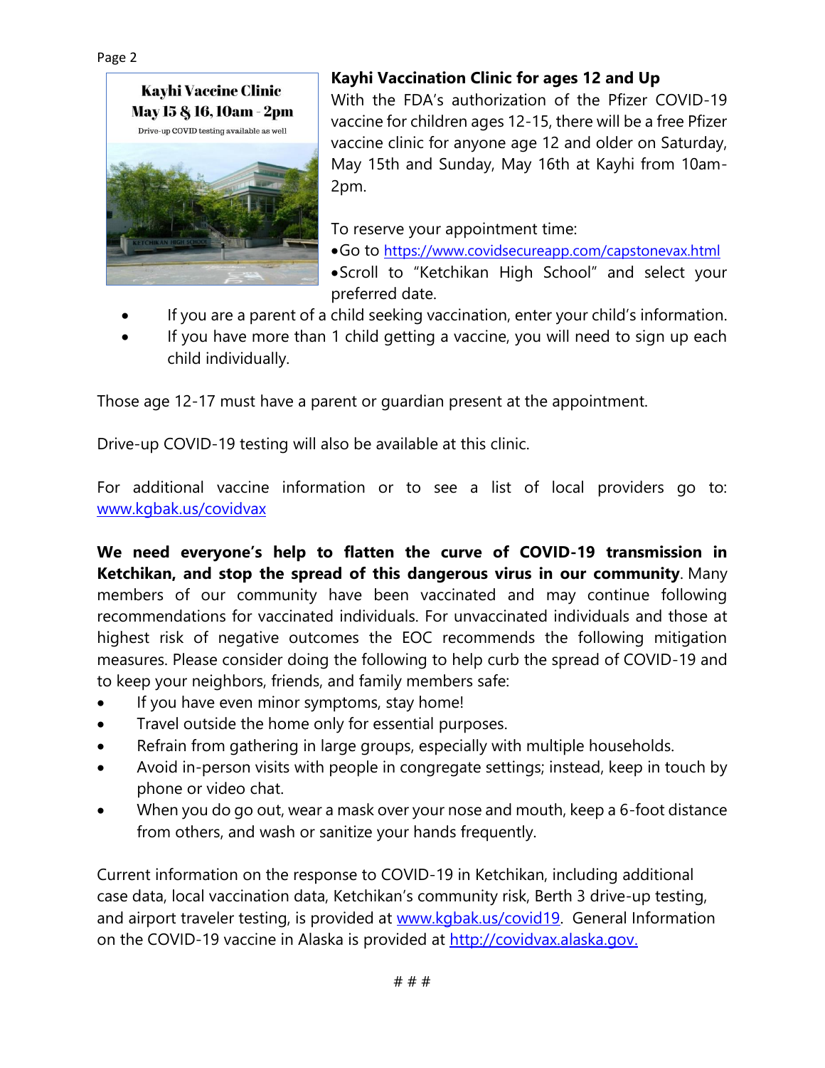## Kayhi Vaccination Clinic for ages 12 and Up

With the FDA's authorization of the Pfizer COVID-19 vaccine for children ages 12-15, there will be a free Pfizer vaccine clinic for anyone age 12 and older on Saturday, May 15th and Sunday, May 16th at Kayhi from 10am-2pm.

To reserve your appointment time:

- Go to https://www.covidsecureapp.com/capstonevax.html
- Scroll to "Ketchikan High School" and select your preferred date.
- If you are a parent of a child seeking vaccination, enter your child's information.
- If you have more than 1 child getting a vaccine, you will need to sign up each child individually.

Those age 12-17 must have a parent or guardian present at the appointment.

Drive-up COVID-19 testing will also be available at this clinic.

For additional vaccine information or to see a list of local providers go to: www.kgbak.us/covidvax

**We need everyone's help to flatten the curve of COVID-19 transmission in Ketchikan, and stop the spread of this dangerous virus in our community**. Many members of our community have been vaccinated and may continue following recommendations for vaccinated individuals. For unvaccinated individuals and those at highest risk of negative outcomes the EOC recommends the following mitigation measures. Please consider doing the following to help curb the spread of COVID-19 and to keep your neighbors, friends, and family members safe:

- If you have even minor symptoms, stay home!
- Travel outside the home only for essential purposes.
- Refrain from gathering in large groups, especially with multiple households.
- Avoid in-person visits with people in congregate settings; instead, keep in touch by phone or video chat.
- When you do go out, wear a mask over your nose and mouth, keep a 6-foot distance from others, and wash or sanitize your hands frequently.

Current information on the response to COVID-19 in Ketchikan, including additional case data, local vaccination data, Ketchikan's community risk, Berth 3 drive-up testing, and airport traveler testing, is provided at www.kgbak.us/covid19. General Information on the COVID-19 vaccine in Alaska is provided at http://covidvax.alaska.gov.

# # #